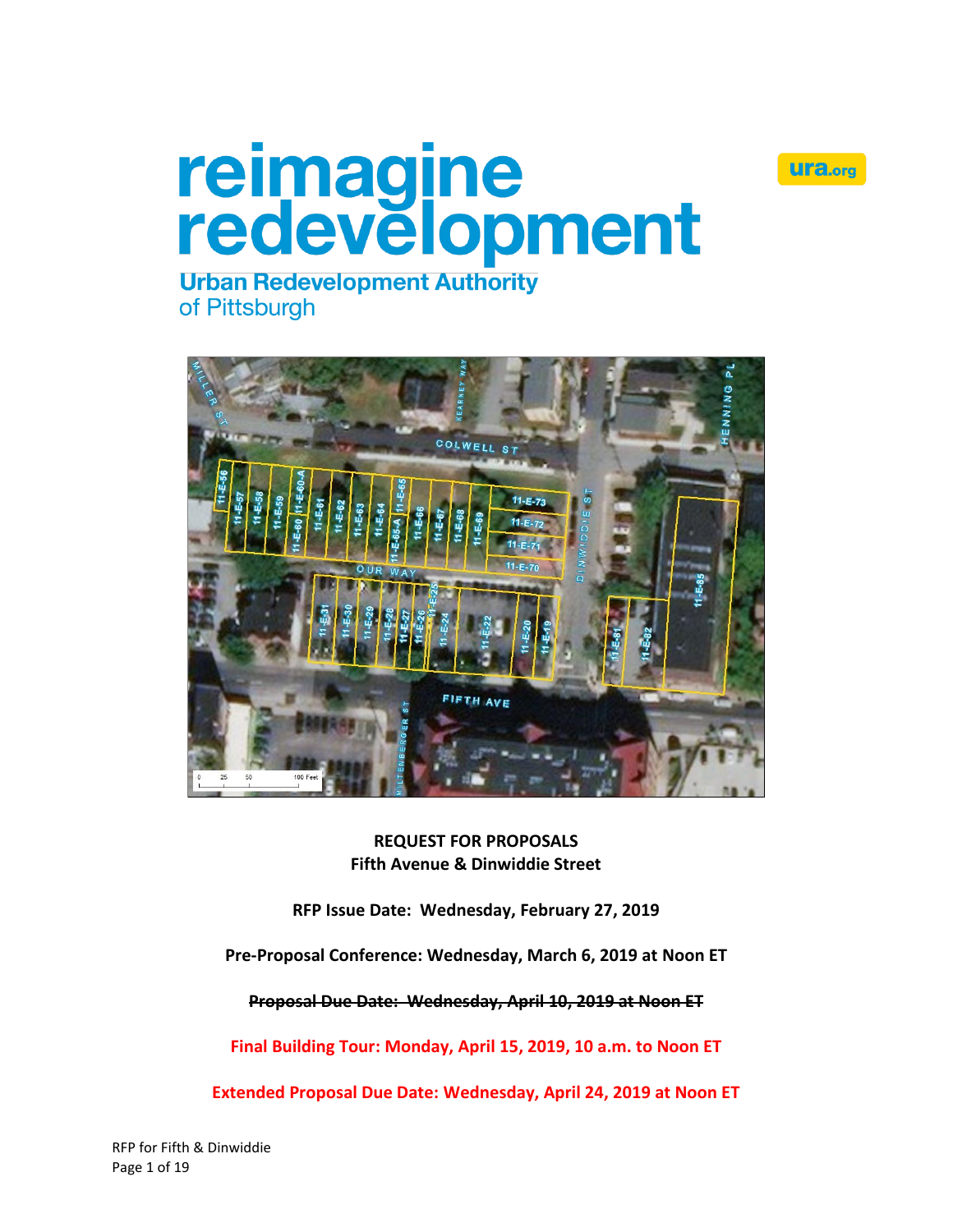# reimagine redevelopment

**Urban Redevelopment Authority of Pittsburgh**

ura.org

**REQUEST FOR PROPOSALS**
**Fifth Avenue & Dinwiddie Street**

**RFP Issue Date: Wednesday, February 27, 2019**

**Pre-Proposal Conference: Wednesday, March 6, 2019 at Noon ET**

~~**Proposal Due Date: Wednesday, April 10, 2019 at Noon ET**~~

**Final Building Tour: Monday, April 15, 2019, 10 a.m. to Noon ET**

**Extended Proposal Due Date: Wednesday, April 24, 2019 at Noon ET**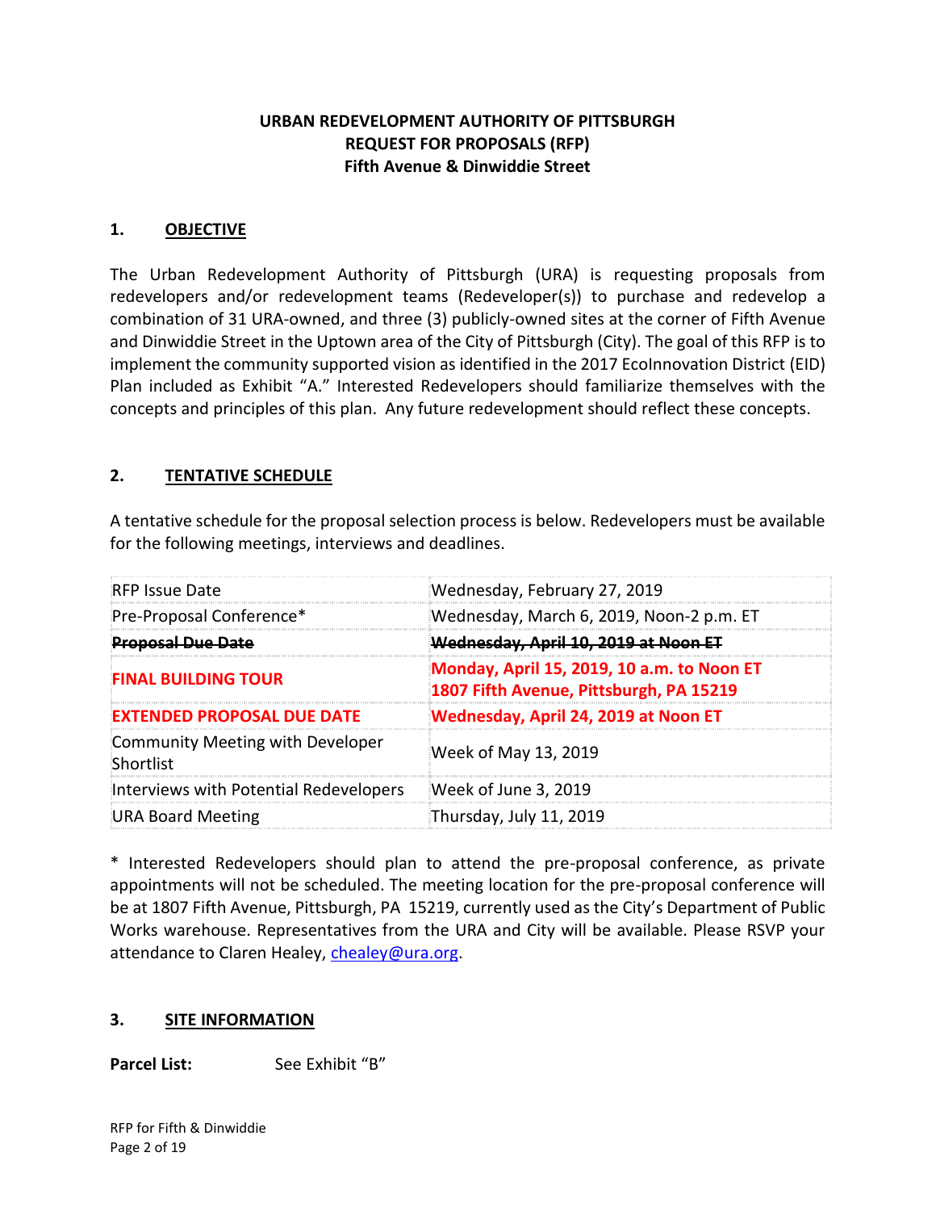**URBAN REDEVELOPMENT AUTHORITY OF PITTSBURGH**
**REQUEST FOR PROPOSALS (RFP)**
**Fifth Avenue & Dinwiddie Street**

## 1. OBJECTIVE

The Urban Redevelopment Authority of Pittsburgh (URA) is requesting proposals from redevelopers and/or redevelopment teams (Redeveloper(s)) to purchase and redevelop a combination of 31 URA-owned, and three (3) publicly-owned sites at the corner of Fifth Avenue and Dinwiddie Street in the Uptown area of the City of Pittsburgh (City). The goal of this RFP is to implement the community supported vision as identified in the 2017 EcoInnovation District (EID) Plan included as Exhibit "A." Interested Redevelopers should familiarize themselves with the concepts and principles of this plan. Any future redevelopment should reflect these concepts.

## 2. TENTATIVE SCHEDULE

A tentative schedule for the proposal selection process is below. Redevelopers must be available for the following meetings, interviews and deadlines.

| | |
|---|---|
| RFP Issue Date | Wednesday, February 27, 2019 |
| Pre-Proposal Conference* | Wednesday, March 6, 2019, Noon-2 p.m. ET |
| ~~**Proposal Due Date**~~ | ~~**Wednesday, April 10, 2019 at Noon ET**~~ |
| **FINAL BUILDING TOUR** | **Monday, April 15, 2019, 10 a.m. to Noon ET 1807 Fifth Avenue, Pittsburgh, PA 15219** |
| **EXTENDED PROPOSAL DUE DATE** | **Wednesday, April 24, 2019 at Noon ET** |
| Community Meeting with Developer Shortlist | Week of May 13, 2019 |
| Interviews with Potential Redevelopers | Week of June 3, 2019 |
| URA Board Meeting | Thursday, July 11, 2019 |

* Interested Redevelopers should plan to attend the pre-proposal conference, as private appointments will not be scheduled. The meeting location for the pre-proposal conference will be at 1807 Fifth Avenue, Pittsburgh, PA 15219, currently used as the City's Department of Public Works warehouse. Representatives from the URA and City will be available. Please RSVP your attendance to Claren Healey, chealey@ura.org.

## 3. SITE INFORMATION

**Parcel List:** See Exhibit "B"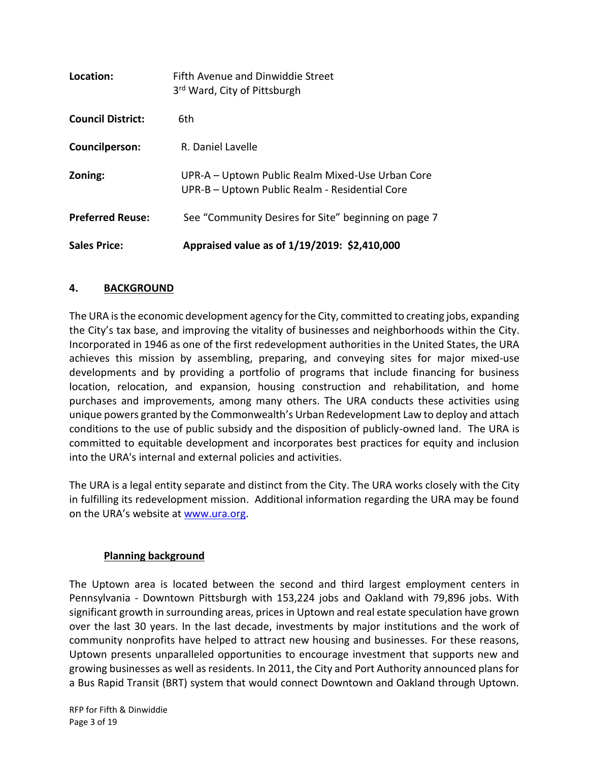| | |
|---|---|
| **Location:** | Fifth Avenue and Dinwiddie Street<br>3rd Ward, City of Pittsburgh |
| **Council District:** | 6th |
| **Councilperson:** | R. Daniel Lavelle |
| **Zoning:** | UPR-A – Uptown Public Realm Mixed-Use Urban Core<br>UPR-B – Uptown Public Realm - Residential Core |
| **Preferred Reuse:** | See "Community Desires for Site" beginning on page 7 |
| **Sales Price:** | **Appraised value as of 1/19/2019: $2,410,000** |

## 4. BACKGROUND

The URA is the economic development agency for the City, committed to creating jobs, expanding the City's tax base, and improving the vitality of businesses and neighborhoods within the City. Incorporated in 1946 as one of the first redevelopment authorities in the United States, the URA achieves this mission by assembling, preparing, and conveying sites for major mixed-use developments and by providing a portfolio of programs that include financing for business location, relocation, and expansion, housing construction and rehabilitation, and home purchases and improvements, among many others. The URA conducts these activities using unique powers granted by the Commonwealth's Urban Redevelopment Law to deploy and attach conditions to the use of public subsidy and the disposition of publicly-owned land. The URA is committed to equitable development and incorporates best practices for equity and inclusion into the URA's internal and external policies and activities.

The URA is a legal entity separate and distinct from the City. The URA works closely with the City in fulfilling its redevelopment mission. Additional information regarding the URA may be found on the URA's website at [www.ura.org](http://www.ura.org).

### Planning background

The Uptown area is located between the second and third largest employment centers in Pennsylvania - Downtown Pittsburgh with 153,224 jobs and Oakland with 79,896 jobs. With significant growth in surrounding areas, prices in Uptown and real estate speculation have grown over the last 30 years. In the last decade, investments by major institutions and the work of community nonprofits have helped to attract new housing and businesses. For these reasons, Uptown presents unparalleled opportunities to encourage investment that supports new and growing businesses as well as residents. In 2011, the City and Port Authority announced plans for a Bus Rapid Transit (BRT) system that would connect Downtown and Oakland through Uptown.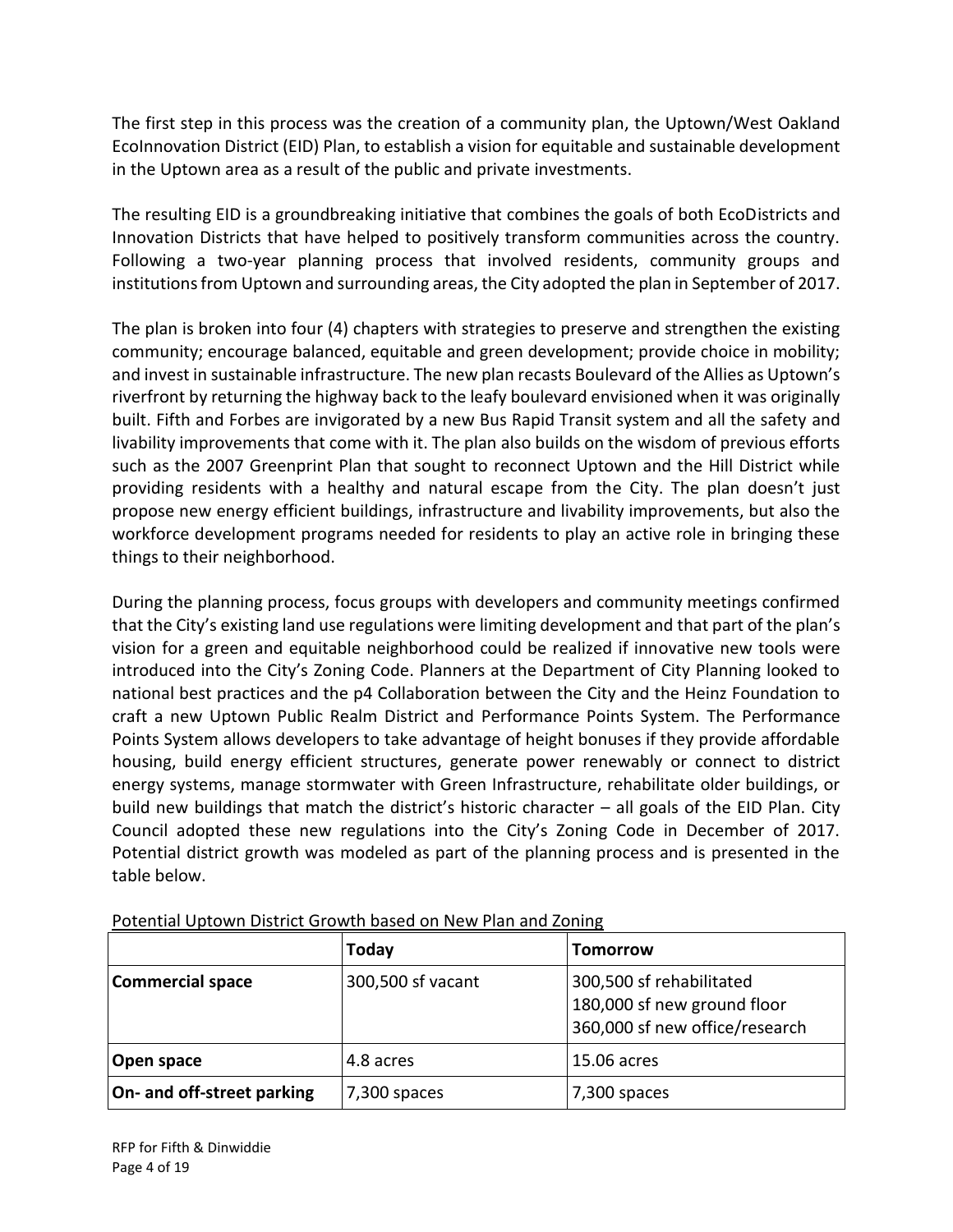The first step in this process was the creation of a community plan, the Uptown/West Oakland EcoInnovation District (EID) Plan, to establish a vision for equitable and sustainable development in the Uptown area as a result of the public and private investments.

The resulting EID is a groundbreaking initiative that combines the goals of both EcoDistricts and Innovation Districts that have helped to positively transform communities across the country. Following a two-year planning process that involved residents, community groups and institutions from Uptown and surrounding areas, the City adopted the plan in September of 2017.

The plan is broken into four (4) chapters with strategies to preserve and strengthen the existing community; encourage balanced, equitable and green development; provide choice in mobility; and invest in sustainable infrastructure. The new plan recasts Boulevard of the Allies as Uptown's riverfront by returning the highway back to the leafy boulevard envisioned when it was originally built. Fifth and Forbes are invigorated by a new Bus Rapid Transit system and all the safety and livability improvements that come with it. The plan also builds on the wisdom of previous efforts such as the 2007 Greenprint Plan that sought to reconnect Uptown and the Hill District while providing residents with a healthy and natural escape from the City. The plan doesn't just propose new energy efficient buildings, infrastructure and livability improvements, but also the workforce development programs needed for residents to play an active role in bringing these things to their neighborhood.

During the planning process, focus groups with developers and community meetings confirmed that the City's existing land use regulations were limiting development and that part of the plan's vision for a green and equitable neighborhood could be realized if innovative new tools were introduced into the City's Zoning Code. Planners at the Department of City Planning looked to national best practices and the p4 Collaboration between the City and the Heinz Foundation to craft a new Uptown Public Realm District and Performance Points System. The Performance Points System allows developers to take advantage of height bonuses if they provide affordable housing, build energy efficient structures, generate power renewably or connect to district energy systems, manage stormwater with Green Infrastructure, rehabilitate older buildings, or build new buildings that match the district's historic character – all goals of the EID Plan. City Council adopted these new regulations into the City's Zoning Code in December of 2017. Potential district growth was modeled as part of the planning process and is presented in the table below.

Potential Uptown District Growth based on New Plan and Zoning

| | **Today** | **Tomorrow** |
|---|---|---|
| **Commercial space** | 300,500 sf vacant | 300,500 sf rehabilitated<br>180,000 sf new ground floor<br>360,000 sf new office/research |
| **Open space** | 4.8 acres | 15.06 acres |
| **On- and off-street parking** | 7,300 spaces | 7,300 spaces |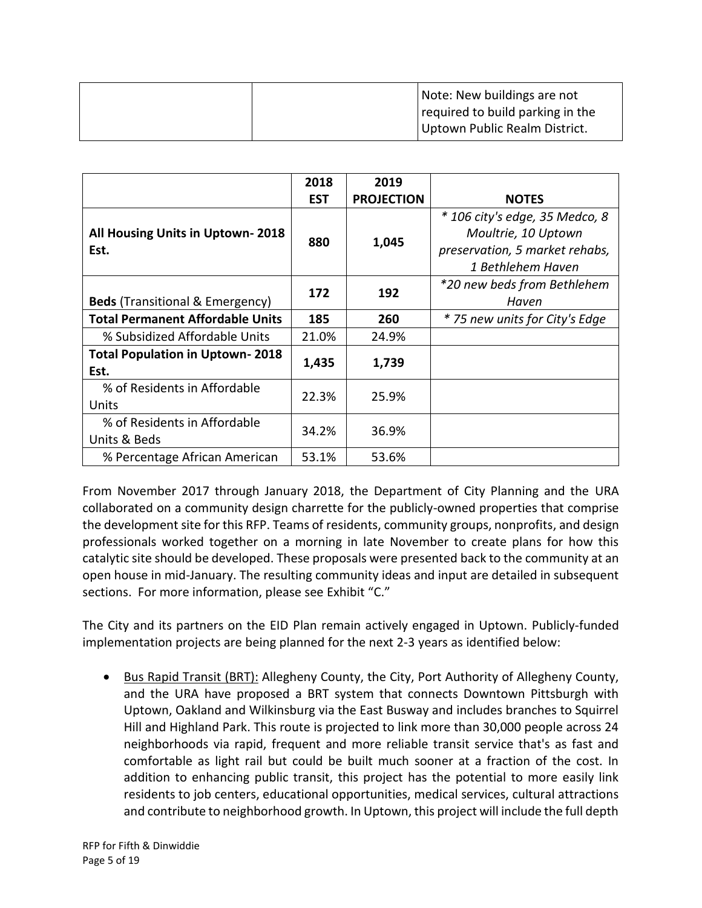| | | Note: New buildings are not required to build parking in the Uptown Public Realm District. |
|---|---|---|

| | 2018 EST | 2019 PROJECTION | NOTES |
|---|---|---|---|
| **All Housing Units in Uptown- 2018 Est.** | **880** | **1,045** | *\* 106 city's edge, 35 Medco, 8 Moultrie, 10 Uptown preservation, 5 market rehabs, 1 Bethlehem Haven* |
| **Beds** (Transitional & Emergency) | **172** | **192** | *\*20 new beds from Bethlehem Haven* |
| **Total Permanent Affordable Units** | **185** | **260** | *\* 75 new units for City's Edge* |
| % Subsidized Affordable Units | 21.0% | 24.9% | |
| **Total Population in Uptown- 2018 Est.** | **1,435** | **1,739** | |
| % of Residents in Affordable Units | 22.3% | 25.9% | |
| % of Residents in Affordable Units & Beds | 34.2% | 36.9% | |
| % Percentage African American | 53.1% | 53.6% | |

From November 2017 through January 2018, the Department of City Planning and the URA collaborated on a community design charrette for the publicly-owned properties that comprise the development site for this RFP. Teams of residents, community groups, nonprofits, and design professionals worked together on a morning in late November to create plans for how this catalytic site should be developed. These proposals were presented back to the community at an open house in mid-January. The resulting community ideas and input are detailed in subsequent sections. For more information, please see Exhibit "C."

The City and its partners on the EID Plan remain actively engaged in Uptown. Publicly-funded implementation projects are being planned for the next 2-3 years as identified below:

- Bus Rapid Transit (BRT): Allegheny County, the City, Port Authority of Allegheny County, and the URA have proposed a BRT system that connects Downtown Pittsburgh with Uptown, Oakland and Wilkinsburg via the East Busway and includes branches to Squirrel Hill and Highland Park. This route is projected to link more than 30,000 people across 24 neighborhoods via rapid, frequent and more reliable transit service that's as fast and comfortable as light rail but could be built much sooner at a fraction of the cost. In addition to enhancing public transit, this project has the potential to more easily link residents to job centers, educational opportunities, medical services, cultural attractions and contribute to neighborhood growth. In Uptown, this project will include the full depth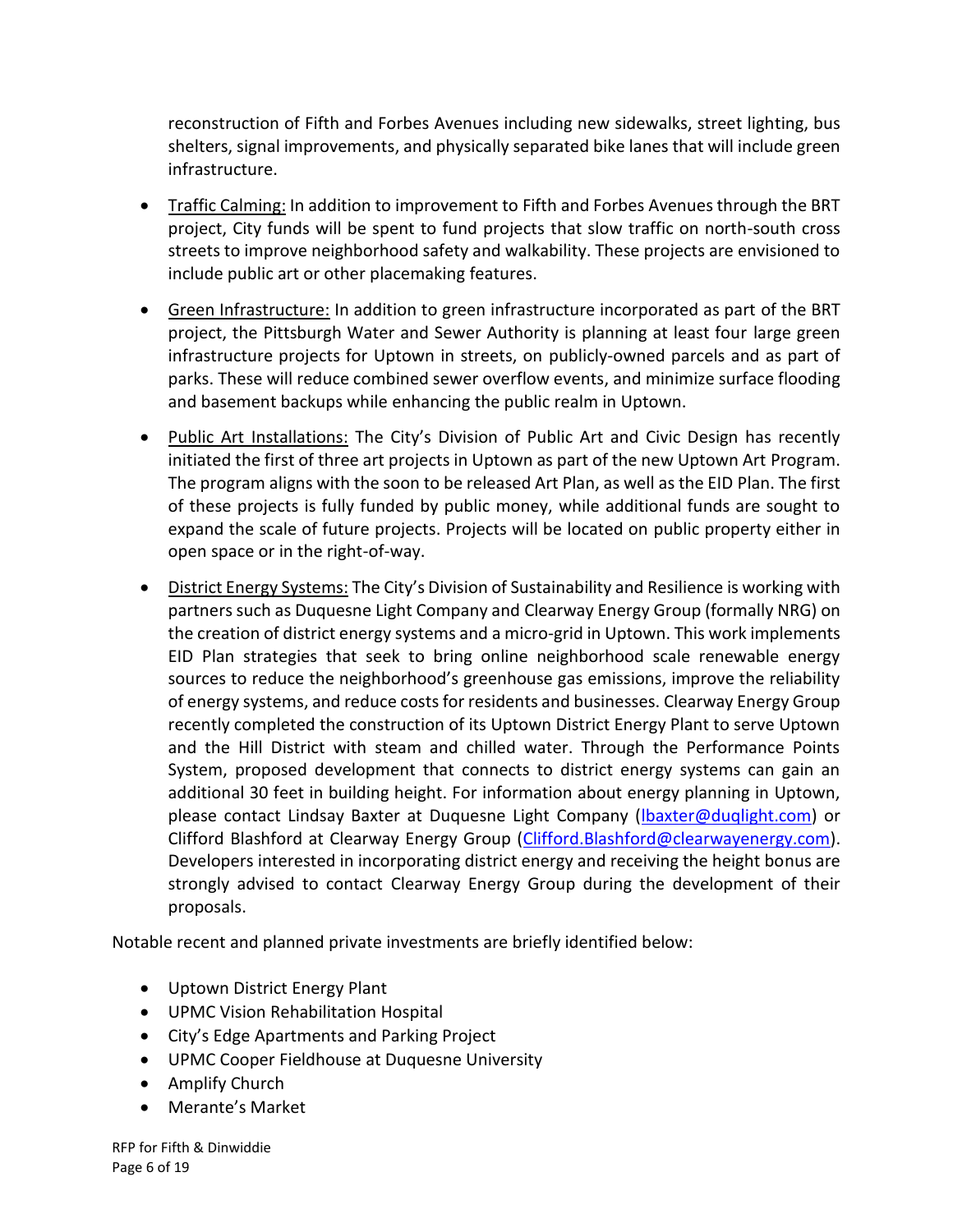reconstruction of Fifth and Forbes Avenues including new sidewalks, street lighting, bus shelters, signal improvements, and physically separated bike lanes that will include green infrastructure.

- Traffic Calming: In addition to improvement to Fifth and Forbes Avenues through the BRT project, City funds will be spent to fund projects that slow traffic on north-south cross streets to improve neighborhood safety and walkability. These projects are envisioned to include public art or other placemaking features.
- Green Infrastructure: In addition to green infrastructure incorporated as part of the BRT project, the Pittsburgh Water and Sewer Authority is planning at least four large green infrastructure projects for Uptown in streets, on publicly-owned parcels and as part of parks. These will reduce combined sewer overflow events, and minimize surface flooding and basement backups while enhancing the public realm in Uptown.
- Public Art Installations: The City's Division of Public Art and Civic Design has recently initiated the first of three art projects in Uptown as part of the new Uptown Art Program. The program aligns with the soon to be released Art Plan, as well as the EID Plan. The first of these projects is fully funded by public money, while additional funds are sought to expand the scale of future projects. Projects will be located on public property either in open space or in the right-of-way.
- District Energy Systems: The City's Division of Sustainability and Resilience is working with partners such as Duquesne Light Company and Clearway Energy Group (formally NRG) on the creation of district energy systems and a micro-grid in Uptown. This work implements EID Plan strategies that seek to bring online neighborhood scale renewable energy sources to reduce the neighborhood's greenhouse gas emissions, improve the reliability of energy systems, and reduce costs for residents and businesses. Clearway Energy Group recently completed the construction of its Uptown District Energy Plant to serve Uptown and the Hill District with steam and chilled water. Through the Performance Points System, proposed development that connects to district energy systems can gain an additional 30 feet in building height. For information about energy planning in Uptown, please contact Lindsay Baxter at Duquesne Light Company (lbaxter@duqlight.com) or Clifford Blashford at Clearway Energy Group (Clifford.Blashford@clearwayenergy.com). Developers interested in incorporating district energy and receiving the height bonus are strongly advised to contact Clearway Energy Group during the development of their proposals.

Notable recent and planned private investments are briefly identified below:

- Uptown District Energy Plant
- UPMC Vision Rehabilitation Hospital
- City's Edge Apartments and Parking Project
- UPMC Cooper Fieldhouse at Duquesne University
- Amplify Church
- Merante's Market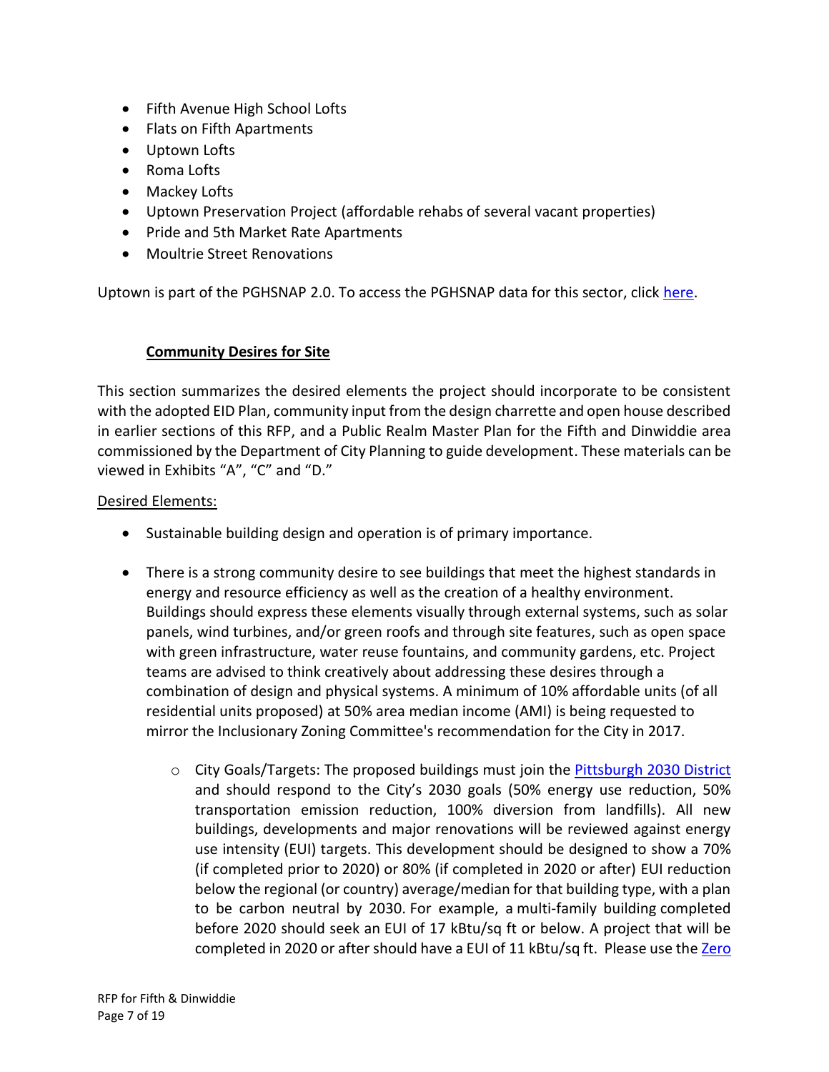- Fifth Avenue High School Lofts
- Flats on Fifth Apartments
- Uptown Lofts
- Roma Lofts
- Mackey Lofts
- Uptown Preservation Project (affordable rehabs of several vacant properties)
- Pride and 5th Market Rate Apartments
- Moultrie Street Renovations

Uptown is part of the PGHSNAP 2.0. To access the PGHSNAP data for this sector, click here.

## Community Desires for Site

This section summarizes the desired elements the project should incorporate to be consistent with the adopted EID Plan, community input from the design charrette and open house described in earlier sections of this RFP, and a Public Realm Master Plan for the Fifth and Dinwiddie area commissioned by the Department of City Planning to guide development. These materials can be viewed in Exhibits "A", "C" and "D."

Desired Elements:

- Sustainable building design and operation is of primary importance.
- There is a strong community desire to see buildings that meet the highest standards in energy and resource efficiency as well as the creation of a healthy environment. Buildings should express these elements visually through external systems, such as solar panels, wind turbines, and/or green roofs and through site features, such as open space with green infrastructure, water reuse fountains, and community gardens, etc. Project teams are advised to think creatively about addressing these desires through a combination of design and physical systems. A minimum of 10% affordable units (of all residential units proposed) at 50% area median income (AMI) is being requested to mirror the Inclusionary Zoning Committee's recommendation for the City in 2017.
    - City Goals/Targets: The proposed buildings must join the Pittsburgh 2030 District and should respond to the City's 2030 goals (50% energy use reduction, 50% transportation emission reduction, 100% diversion from landfills). All new buildings, developments and major renovations will be reviewed against energy use intensity (EUI) targets. This development should be designed to show a 70% (if completed prior to 2020) or 80% (if completed in 2020 or after) EUI reduction below the regional (or country) average/median for that building type, with a plan to be carbon neutral by 2030. For example, a multi-family building completed before 2020 should seek an EUI of 17 kBtu/sq ft or below. A project that will be completed in 2020 or after should have a EUI of 11 kBtu/sq ft. Please use the Zero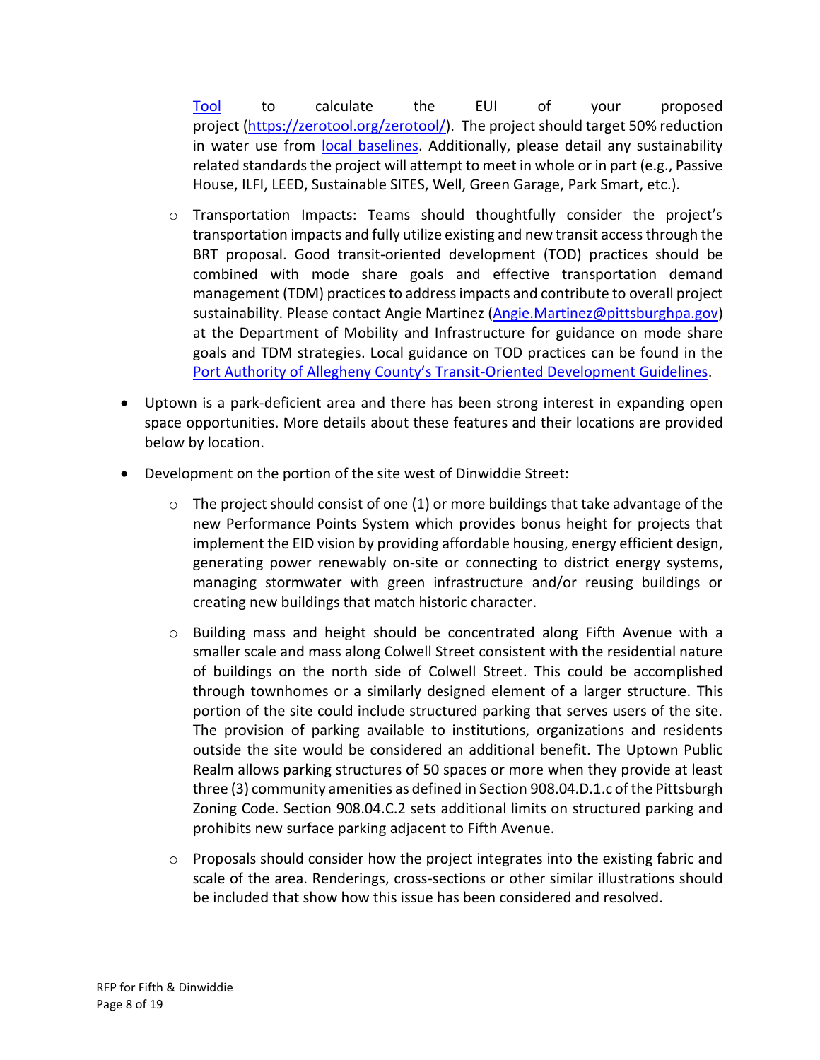Tool to calculate the EUI of your proposed project (https://zerotool.org/zerotool/). The project should target 50% reduction in water use from local baselines. Additionally, please detail any sustainability related standards the project will attempt to meet in whole or in part (e.g., Passive House, ILFI, LEED, Sustainable SITES, Well, Green Garage, Park Smart, etc.).

  - Transportation Impacts: Teams should thoughtfully consider the project's transportation impacts and fully utilize existing and new transit access through the BRT proposal. Good transit-oriented development (TOD) practices should be combined with mode share goals and effective transportation demand management (TDM) practices to address impacts and contribute to overall project sustainability. Please contact Angie Martinez (Angie.Martinez@pittsburghpa.gov) at the Department of Mobility and Infrastructure for guidance on mode share goals and TDM strategies. Local guidance on TOD practices can be found in the Port Authority of Allegheny County's Transit-Oriented Development Guidelines.

- Uptown is a park-deficient area and there has been strong interest in expanding open space opportunities. More details about these features and their locations are provided below by location.
- Development on the portion of the site west of Dinwiddie Street:
  - The project should consist of one (1) or more buildings that take advantage of the new Performance Points System which provides bonus height for projects that implement the EID vision by providing affordable housing, energy efficient design, generating power renewably on-site or connecting to district energy systems, managing stormwater with green infrastructure and/or reusing buildings or creating new buildings that match historic character.
  - Building mass and height should be concentrated along Fifth Avenue with a smaller scale and mass along Colwell Street consistent with the residential nature of buildings on the north side of Colwell Street. This could be accomplished through townhomes or a similarly designed element of a larger structure. This portion of the site could include structured parking that serves users of the site. The provision of parking available to institutions, organizations and residents outside the site would be considered an additional benefit. The Uptown Public Realm allows parking structures of 50 spaces or more when they provide at least three (3) community amenities as defined in Section 908.04.D.1.c of the Pittsburgh Zoning Code. Section 908.04.C.2 sets additional limits on structured parking and prohibits new surface parking adjacent to Fifth Avenue.
  - Proposals should consider how the project integrates into the existing fabric and scale of the area. Renderings, cross-sections or other similar illustrations should be included that show how this issue has been considered and resolved.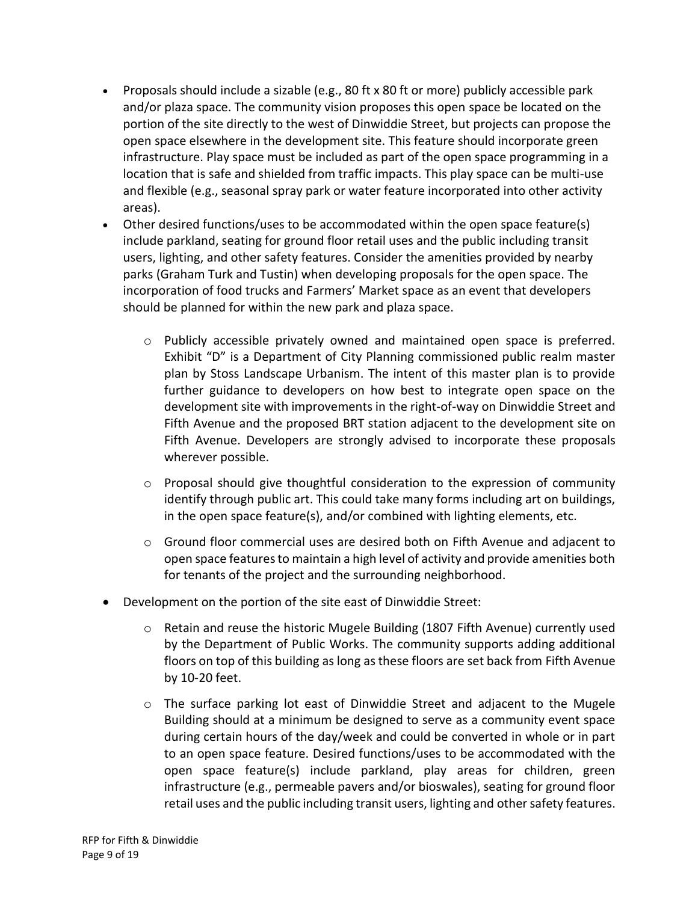- Proposals should include a sizable (e.g., 80 ft x 80 ft or more) publicly accessible park and/or plaza space. The community vision proposes this open space be located on the portion of the site directly to the west of Dinwiddie Street, but projects can propose the open space elsewhere in the development site. This feature should incorporate green infrastructure. Play space must be included as part of the open space programming in a location that is safe and shielded from traffic impacts. This play space can be multi-use and flexible (e.g., seasonal spray park or water feature incorporated into other activity areas).
- Other desired functions/uses to be accommodated within the open space feature(s) include parkland, seating for ground floor retail uses and the public including transit users, lighting, and other safety features. Consider the amenities provided by nearby parks (Graham Turk and Tustin) when developing proposals for the open space. The incorporation of food trucks and Farmers' Market space as an event that developers should be planned for within the new park and plaza space.
    - Publicly accessible privately owned and maintained open space is preferred. Exhibit "D" is a Department of City Planning commissioned public realm master plan by Stoss Landscape Urbanism. The intent of this master plan is to provide further guidance to developers on how best to integrate open space on the development site with improvements in the right-of-way on Dinwiddie Street and Fifth Avenue and the proposed BRT station adjacent to the development site on Fifth Avenue. Developers are strongly advised to incorporate these proposals wherever possible.
    - Proposal should give thoughtful consideration to the expression of community identify through public art. This could take many forms including art on buildings, in the open space feature(s), and/or combined with lighting elements, etc.
    - Ground floor commercial uses are desired both on Fifth Avenue and adjacent to open space features to maintain a high level of activity and provide amenities both for tenants of the project and the surrounding neighborhood.
- Development on the portion of the site east of Dinwiddie Street:
    - Retain and reuse the historic Mugele Building (1807 Fifth Avenue) currently used by the Department of Public Works. The community supports adding additional floors on top of this building as long as these floors are set back from Fifth Avenue by 10-20 feet.
    - The surface parking lot east of Dinwiddie Street and adjacent to the Mugele Building should at a minimum be designed to serve as a community event space during certain hours of the day/week and could be converted in whole or in part to an open space feature. Desired functions/uses to be accommodated with the open space feature(s) include parkland, play areas for children, green infrastructure (e.g., permeable pavers and/or bioswales), seating for ground floor retail uses and the public including transit users, lighting and other safety features.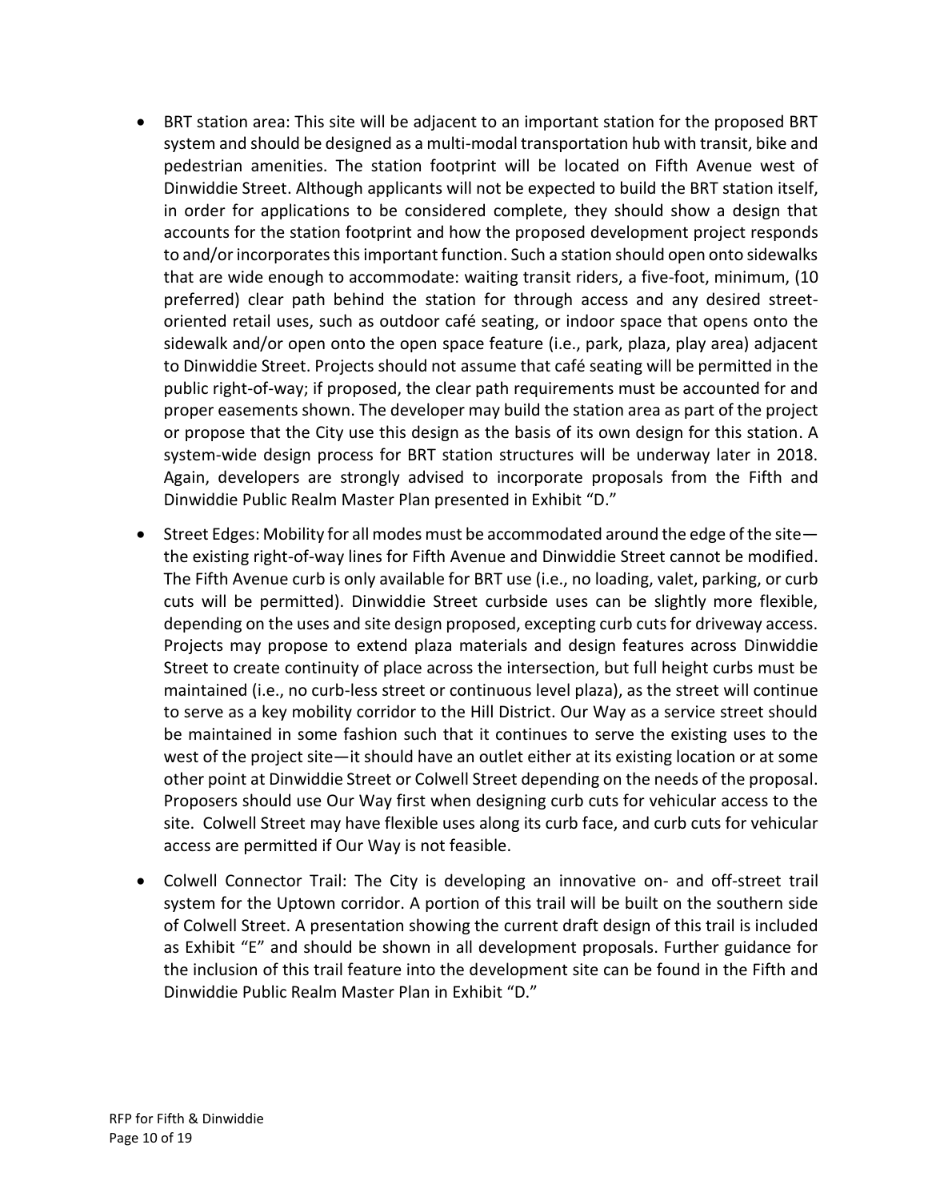- BRT station area: This site will be adjacent to an important station for the proposed BRT system and should be designed as a multi-modal transportation hub with transit, bike and pedestrian amenities. The station footprint will be located on Fifth Avenue west of Dinwiddie Street. Although applicants will not be expected to build the BRT station itself, in order for applications to be considered complete, they should show a design that accounts for the station footprint and how the proposed development project responds to and/or incorporates this important function. Such a station should open onto sidewalks that are wide enough to accommodate: waiting transit riders, a five-foot, minimum, (10 preferred) clear path behind the station for through access and any desired street-oriented retail uses, such as outdoor café seating, or indoor space that opens onto the sidewalk and/or open onto the open space feature (i.e., park, plaza, play area) adjacent to Dinwiddie Street. Projects should not assume that café seating will be permitted in the public right-of-way; if proposed, the clear path requirements must be accounted for and proper easements shown. The developer may build the station area as part of the project or propose that the City use this design as the basis of its own design for this station. A system-wide design process for BRT station structures will be underway later in 2018. Again, developers are strongly advised to incorporate proposals from the Fifth and Dinwiddie Public Realm Master Plan presented in Exhibit "D."

- Street Edges: Mobility for all modes must be accommodated around the edge of the site—the existing right-of-way lines for Fifth Avenue and Dinwiddie Street cannot be modified. The Fifth Avenue curb is only available for BRT use (i.e., no loading, valet, parking, or curb cuts will be permitted). Dinwiddie Street curbside uses can be slightly more flexible, depending on the uses and site design proposed, excepting curb cuts for driveway access. Projects may propose to extend plaza materials and design features across Dinwiddie Street to create continuity of place across the intersection, but full height curbs must be maintained (i.e., no curb-less street or continuous level plaza), as the street will continue to serve as a key mobility corridor to the Hill District. Our Way as a service street should be maintained in some fashion such that it continues to serve the existing uses to the west of the project site—it should have an outlet either at its existing location or at some other point at Dinwiddie Street or Colwell Street depending on the needs of the proposal. Proposers should use Our Way first when designing curb cuts for vehicular access to the site. Colwell Street may have flexible uses along its curb face, and curb cuts for vehicular access are permitted if Our Way is not feasible.

- Colwell Connector Trail: The City is developing an innovative on- and off-street trail system for the Uptown corridor. A portion of this trail will be built on the southern side of Colwell Street. A presentation showing the current draft design of this trail is included as Exhibit "E" and should be shown in all development proposals. Further guidance for the inclusion of this trail feature into the development site can be found in the Fifth and Dinwiddie Public Realm Master Plan in Exhibit "D."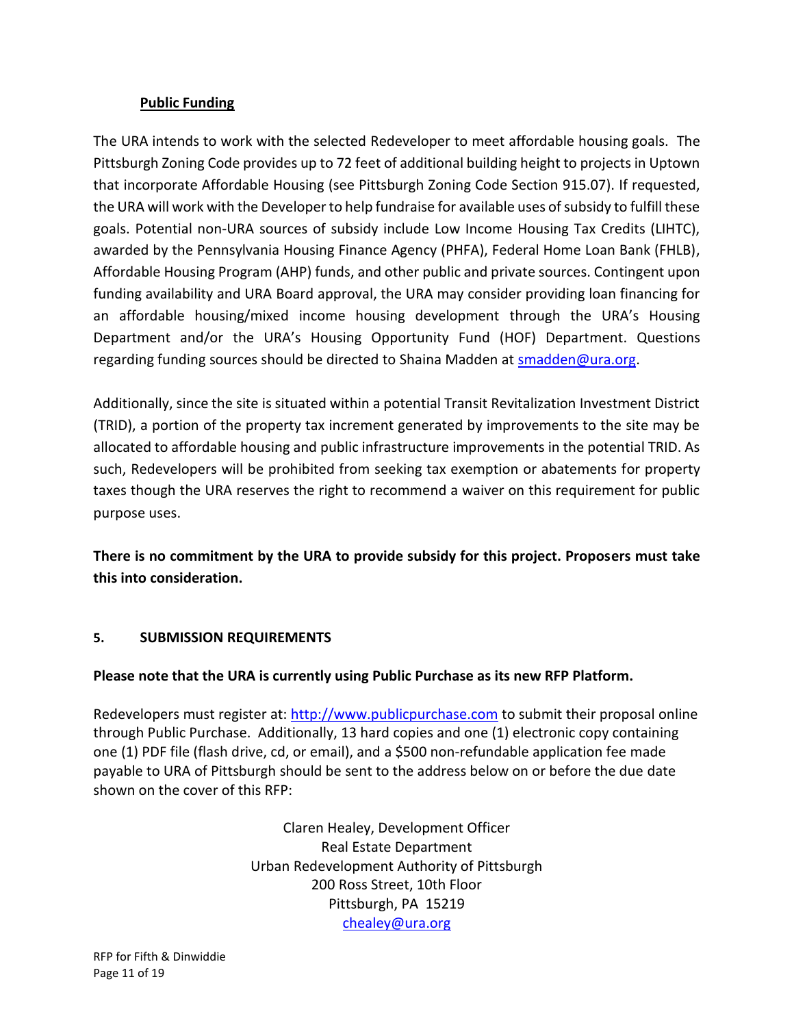### Public Funding

The URA intends to work with the selected Redeveloper to meet affordable housing goals. The Pittsburgh Zoning Code provides up to 72 feet of additional building height to projects in Uptown that incorporate Affordable Housing (see Pittsburgh Zoning Code Section 915.07). If requested, the URA will work with the Developer to help fundraise for available uses of subsidy to fulfill these goals. Potential non-URA sources of subsidy include Low Income Housing Tax Credits (LIHTC), awarded by the Pennsylvania Housing Finance Agency (PHFA), Federal Home Loan Bank (FHLB), Affordable Housing Program (AHP) funds, and other public and private sources. Contingent upon funding availability and URA Board approval, the URA may consider providing loan financing for an affordable housing/mixed income housing development through the URA's Housing Department and/or the URA's Housing Opportunity Fund (HOF) Department. Questions regarding funding sources should be directed to Shaina Madden at smadden@ura.org.

Additionally, since the site is situated within a potential Transit Revitalization Investment District (TRID), a portion of the property tax increment generated by improvements to the site may be allocated to affordable housing and public infrastructure improvements in the potential TRID. As such, Redevelopers will be prohibited from seeking tax exemption or abatements for property taxes though the URA reserves the right to recommend a waiver on this requirement for public purpose uses.

**There is no commitment by the URA to provide subsidy for this project. Proposers must take this into consideration.**

## 5. SUBMISSION REQUIREMENTS

**Please note that the URA is currently using Public Purchase as its new RFP Platform.**

Redevelopers must register at: http://www.publicpurchase.com to submit their proposal online through Public Purchase. Additionally, 13 hard copies and one (1) electronic copy containing one (1) PDF file (flash drive, cd, or email), and a $500 non-refundable application fee made payable to URA of Pittsburgh should be sent to the address below on or before the due date shown on the cover of this RFP:

Claren Healey, Development Officer
Real Estate Department
Urban Redevelopment Authority of Pittsburgh
200 Ross Street, 10th Floor
Pittsburgh, PA 15219
chealey@ura.org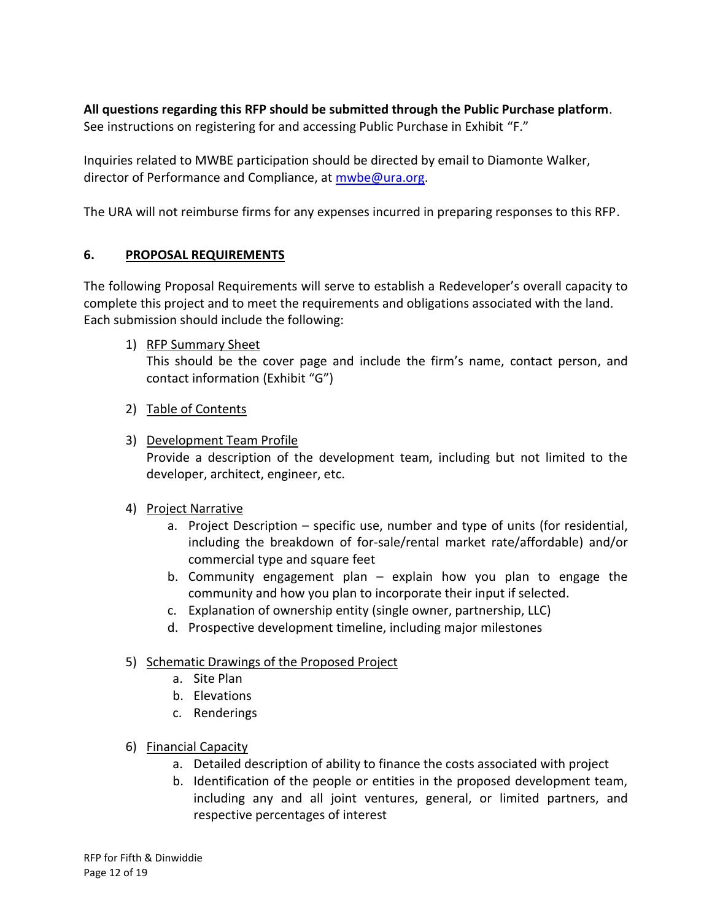**All questions regarding this RFP should be submitted through the Public Purchase platform**. See instructions on registering for and accessing Public Purchase in Exhibit "F."

Inquiries related to MWBE participation should be directed by email to Diamonte Walker, director of Performance and Compliance, at mwbe@ura.org.

The URA will not reimburse firms for any expenses incurred in preparing responses to this RFP.

## 6. PROPOSAL REQUIREMENTS

The following Proposal Requirements will serve to establish a Redeveloper's overall capacity to complete this project and to meet the requirements and obligations associated with the land. Each submission should include the following:

1) RFP Summary Sheet
   This should be the cover page and include the firm's name, contact person, and contact information (Exhibit "G")

2) Table of Contents

3) Development Team Profile
   Provide a description of the development team, including but not limited to the developer, architect, engineer, etc.

4) Project Narrative
   a. Project Description – specific use, number and type of units (for residential, including the breakdown of for-sale/rental market rate/affordable) and/or commercial type and square feet
   b. Community engagement plan – explain how you plan to engage the community and how you plan to incorporate their input if selected.
   c. Explanation of ownership entity (single owner, partnership, LLC)
   d. Prospective development timeline, including major milestones

5) Schematic Drawings of the Proposed Project
   a. Site Plan
   b. Elevations
   c. Renderings

6) Financial Capacity
   a. Detailed description of ability to finance the costs associated with project
   b. Identification of the people or entities in the proposed development team, including any and all joint ventures, general, or limited partners, and respective percentages of interest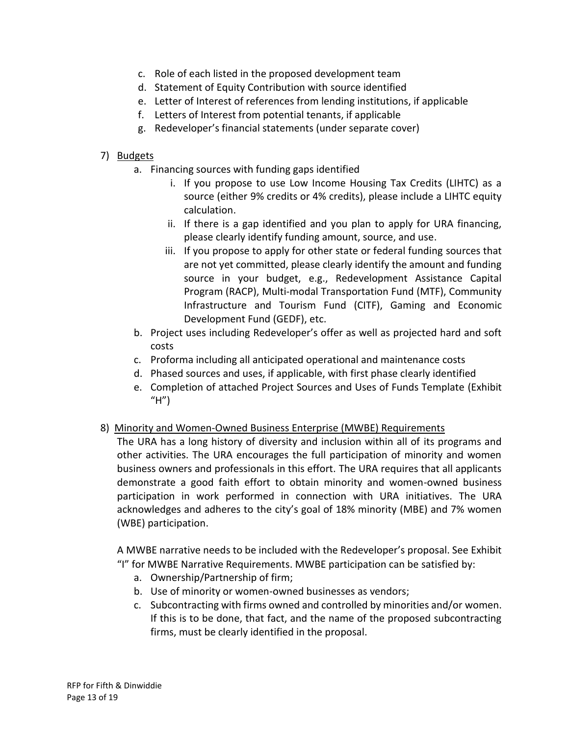c. Role of each listed in the proposed development team
d. Statement of Equity Contribution with source identified
e. Letter of Interest of references from lending institutions, if applicable
f. Letters of Interest from potential tenants, if applicable
g. Redeveloper's financial statements (under separate cover)

7) Budgets
   a. Financing sources with funding gaps identified
      i. If you propose to use Low Income Housing Tax Credits (LIHTC) as a source (either 9% credits or 4% credits), please include a LIHTC equity calculation.
      ii. If there is a gap identified and you plan to apply for URA financing, please clearly identify funding amount, source, and use.
      iii. If you propose to apply for other state or federal funding sources that are not yet committed, please clearly identify the amount and funding source in your budget, e.g., Redevelopment Assistance Capital Program (RACP), Multi-modal Transportation Fund (MTF), Community Infrastructure and Tourism Fund (CITF), Gaming and Economic Development Fund (GEDF), etc.
   b. Project uses including Redeveloper's offer as well as projected hard and soft costs
   c. Proforma including all anticipated operational and maintenance costs
   d. Phased sources and uses, if applicable, with first phase clearly identified
   e. Completion of attached Project Sources and Uses of Funds Template (Exhibit "H")

8) Minority and Women-Owned Business Enterprise (MWBE) Requirements

   The URA has a long history of diversity and inclusion within all of its programs and other activities. The URA encourages the full participation of minority and women business owners and professionals in this effort. The URA requires that all applicants demonstrate a good faith effort to obtain minority and women-owned business participation in work performed in connection with URA initiatives. The URA acknowledges and adheres to the city's goal of 18% minority (MBE) and 7% women (WBE) participation.

   A MWBE narrative needs to be included with the Redeveloper's proposal. See Exhibit "I" for MWBE Narrative Requirements. MWBE participation can be satisfied by:
   a. Ownership/Partnership of firm;
   b. Use of minority or women-owned businesses as vendors;
   c. Subcontracting with firms owned and controlled by minorities and/or women. If this is to be done, that fact, and the name of the proposed subcontracting firms, must be clearly identified in the proposal.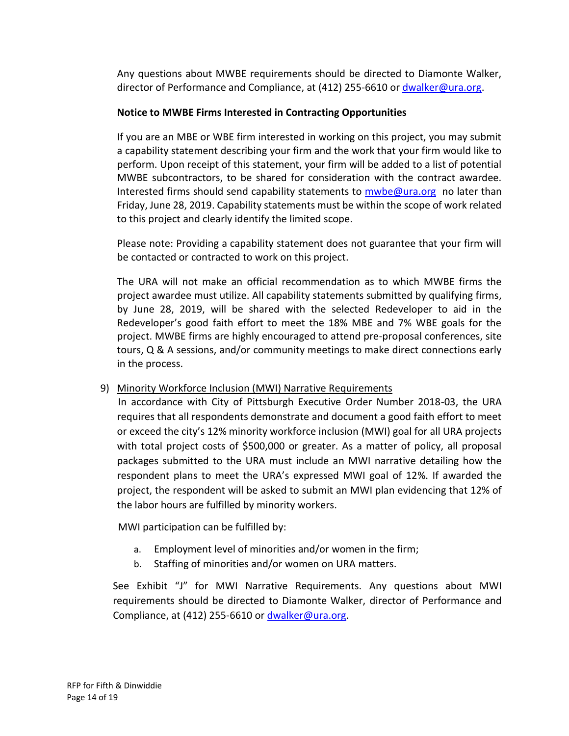Any questions about MWBE requirements should be directed to Diamonte Walker, director of Performance and Compliance, at (412) 255-6610 or [dwalker@ura.org](mailto:dwalker@ura.org).

**Notice to MWBE Firms Interested in Contracting Opportunities**

If you are an MBE or WBE firm interested in working on this project, you may submit a capability statement describing your firm and the work that your firm would like to perform. Upon receipt of this statement, your firm will be added to a list of potential MWBE subcontractors, to be shared for consideration with the contract awardee. Interested firms should send capability statements to [mwbe@ura.org](mailto:mwbe@ura.org) no later than Friday, June 28, 2019. Capability statements must be within the scope of work related to this project and clearly identify the limited scope.

Please note: Providing a capability statement does not guarantee that your firm will be contacted or contracted to work on this project.

The URA will not make an official recommendation as to which MWBE firms the project awardee must utilize. All capability statements submitted by qualifying firms, by June 28, 2019, will be shared with the selected Redeveloper to aid in the Redeveloper's good faith effort to meet the 18% MBE and 7% WBE goals for the project. MWBE firms are highly encouraged to attend pre-proposal conferences, site tours, Q & A sessions, and/or community meetings to make direct connections early in the process.

9) Minority Workforce Inclusion (MWI) Narrative Requirements

In accordance with City of Pittsburgh Executive Order Number 2018-03, the URA requires that all respondents demonstrate and document a good faith effort to meet or exceed the city's 12% minority workforce inclusion (MWI) goal for all URA projects with total project costs of $500,000 or greater. As a matter of policy, all proposal packages submitted to the URA must include an MWI narrative detailing how the respondent plans to meet the URA's expressed MWI goal of 12%. If awarded the project, the respondent will be asked to submit an MWI plan evidencing that 12% of the labor hours are fulfilled by minority workers.

MWI participation can be fulfilled by:

a. Employment level of minorities and/or women in the firm;
b. Staffing of minorities and/or women on URA matters.

See Exhibit "J" for MWI Narrative Requirements. Any questions about MWI requirements should be directed to Diamonte Walker, director of Performance and Compliance, at (412) 255-6610 or [dwalker@ura.org](mailto:dwalker@ura.org).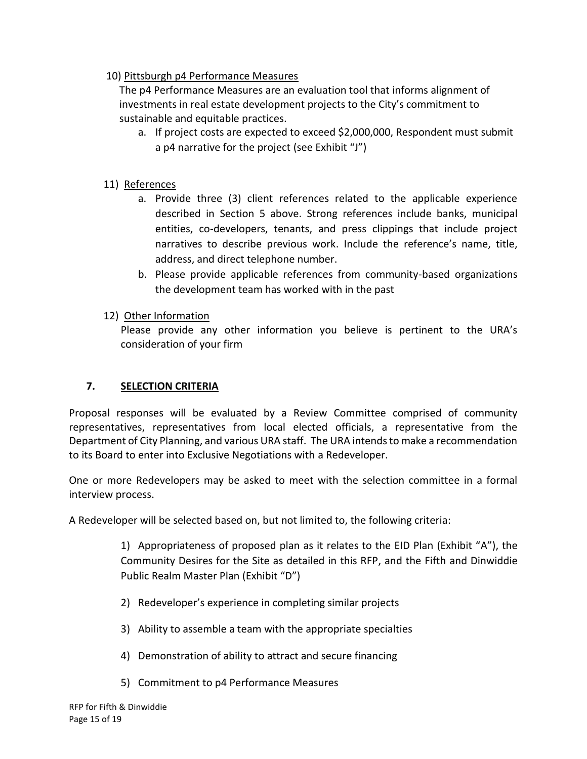10) Pittsburgh p4 Performance Measures

The p4 Performance Measures are an evaluation tool that informs alignment of investments in real estate development projects to the City's commitment to sustainable and equitable practices.

a. If project costs are expected to exceed $2,000,000, Respondent must submit a p4 narrative for the project (see Exhibit "J")

11) References

a. Provide three (3) client references related to the applicable experience described in Section 5 above. Strong references include banks, municipal entities, co-developers, tenants, and press clippings that include project narratives to describe previous work. Include the reference's name, title, address, and direct telephone number.

b. Please provide applicable references from community-based organizations the development team has worked with in the past

12) Other Information

Please provide any other information you believe is pertinent to the URA's consideration of your firm

## 7. SELECTION CRITERIA

Proposal responses will be evaluated by a Review Committee comprised of community representatives, representatives from local elected officials, a representative from the Department of City Planning, and various URA staff. The URA intends to make a recommendation to its Board to enter into Exclusive Negotiations with a Redeveloper.

One or more Redevelopers may be asked to meet with the selection committee in a formal interview process.

A Redeveloper will be selected based on, but not limited to, the following criteria:

1) Appropriateness of proposed plan as it relates to the EID Plan (Exhibit "A"), the Community Desires for the Site as detailed in this RFP, and the Fifth and Dinwiddie Public Realm Master Plan (Exhibit "D")

2) Redeveloper's experience in completing similar projects

3) Ability to assemble a team with the appropriate specialties

4) Demonstration of ability to attract and secure financing

5) Commitment to p4 Performance Measures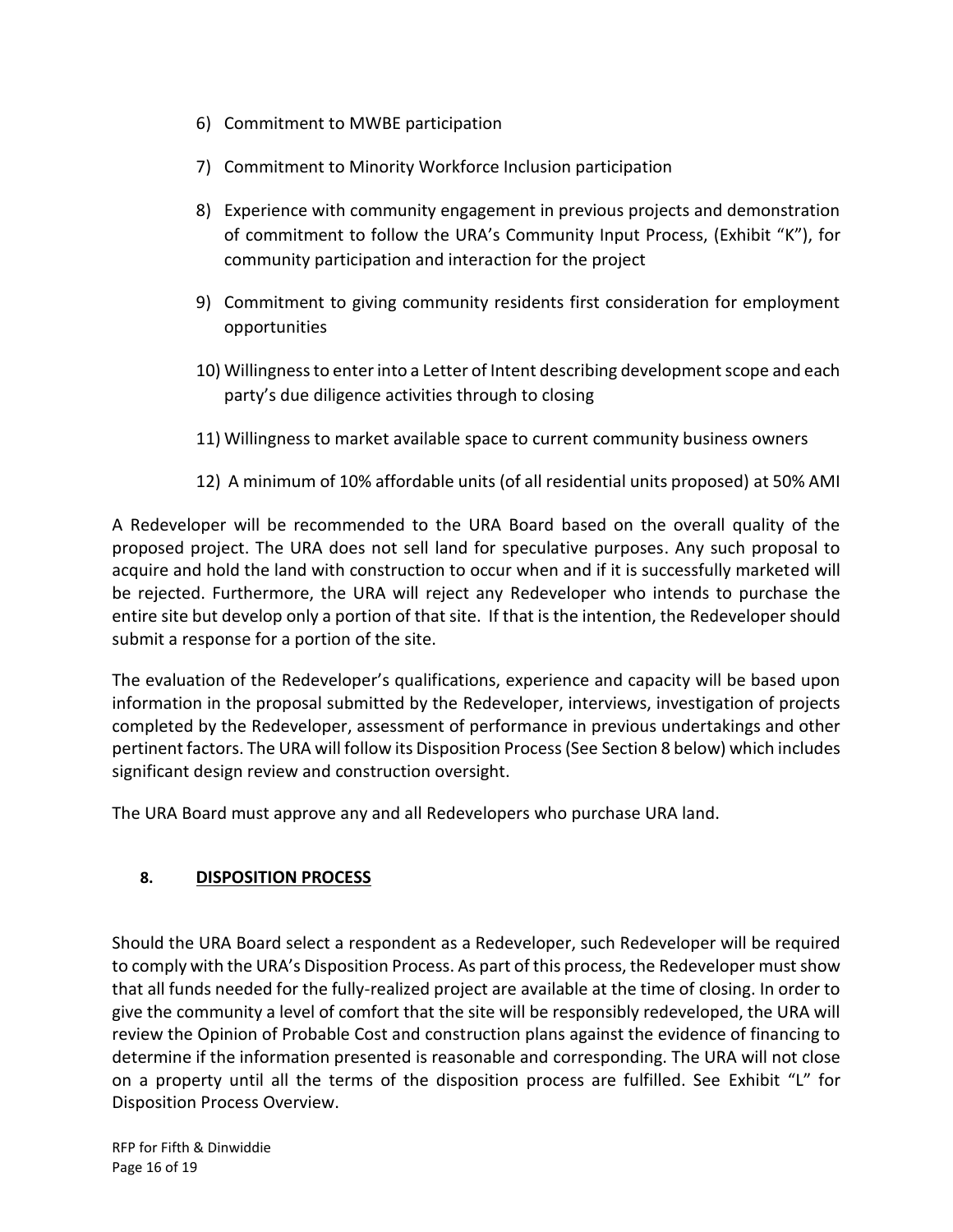6) Commitment to MWBE participation

7) Commitment to Minority Workforce Inclusion participation

8) Experience with community engagement in previous projects and demonstration of commitment to follow the URA's Community Input Process, (Exhibit "K"), for community participation and interaction for the project

9) Commitment to giving community residents first consideration for employment opportunities

10) Willingness to enter into a Letter of Intent describing development scope and each party's due diligence activities through to closing

11) Willingness to market available space to current community business owners

12) A minimum of 10% affordable units (of all residential units proposed) at 50% AMI

A Redeveloper will be recommended to the URA Board based on the overall quality of the proposed project. The URA does not sell land for speculative purposes. Any such proposal to acquire and hold the land with construction to occur when and if it is successfully marketed will be rejected. Furthermore, the URA will reject any Redeveloper who intends to purchase the entire site but develop only a portion of that site. If that is the intention, the Redeveloper should submit a response for a portion of the site.

The evaluation of the Redeveloper's qualifications, experience and capacity will be based upon information in the proposal submitted by the Redeveloper, interviews, investigation of projects completed by the Redeveloper, assessment of performance in previous undertakings and other pertinent factors. The URA will follow its Disposition Process (See Section 8 below) which includes significant design review and construction oversight.

The URA Board must approve any and all Redevelopers who purchase URA land.

## 8. <u>DISPOSITION PROCESS</u>

Should the URA Board select a respondent as a Redeveloper, such Redeveloper will be required to comply with the URA's Disposition Process. As part of this process, the Redeveloper must show that all funds needed for the fully-realized project are available at the time of closing. In order to give the community a level of comfort that the site will be responsibly redeveloped, the URA will review the Opinion of Probable Cost and construction plans against the evidence of financing to determine if the information presented is reasonable and corresponding. The URA will not close on a property until all the terms of the disposition process are fulfilled. See Exhibit "L" for Disposition Process Overview.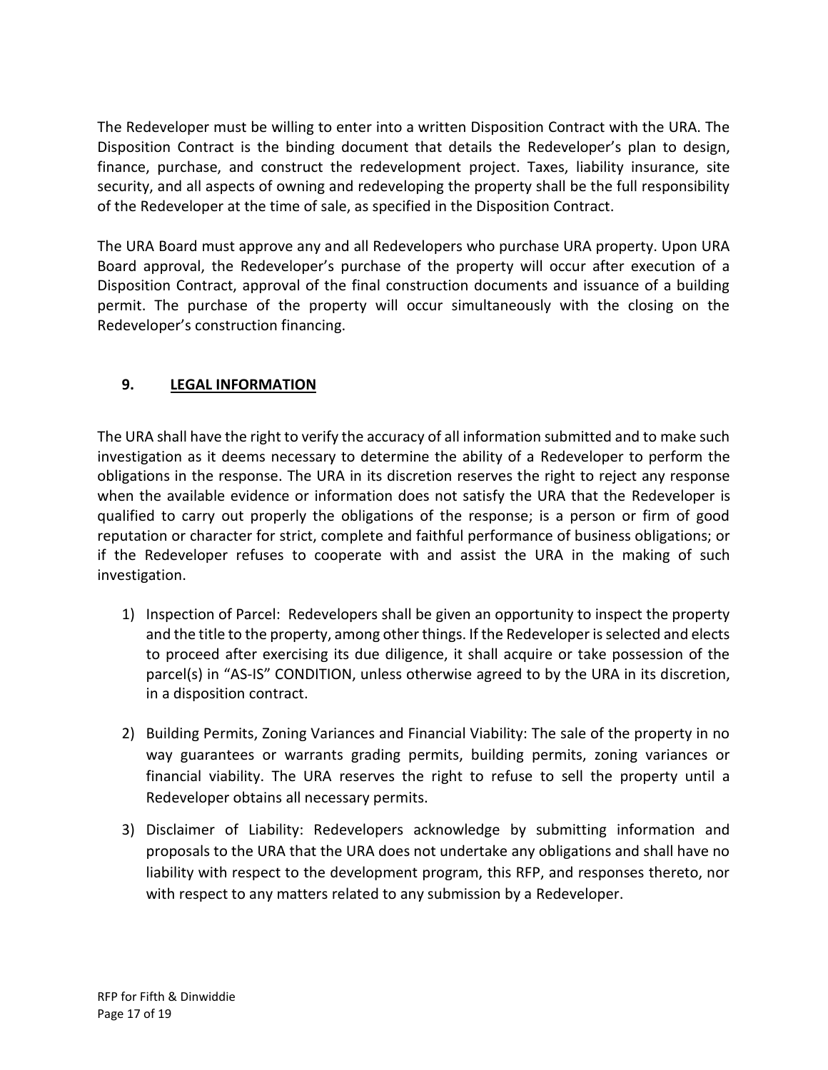The Redeveloper must be willing to enter into a written Disposition Contract with the URA. The Disposition Contract is the binding document that details the Redeveloper's plan to design, finance, purchase, and construct the redevelopment project. Taxes, liability insurance, site security, and all aspects of owning and redeveloping the property shall be the full responsibility of the Redeveloper at the time of sale, as specified in the Disposition Contract.

The URA Board must approve any and all Redevelopers who purchase URA property. Upon URA Board approval, the Redeveloper's purchase of the property will occur after execution of a Disposition Contract, approval of the final construction documents and issuance of a building permit. The purchase of the property will occur simultaneously with the closing on the Redeveloper's construction financing.

## 9. LEGAL INFORMATION

The URA shall have the right to verify the accuracy of all information submitted and to make such investigation as it deems necessary to determine the ability of a Redeveloper to perform the obligations in the response. The URA in its discretion reserves the right to reject any response when the available evidence or information does not satisfy the URA that the Redeveloper is qualified to carry out properly the obligations of the response; is a person or firm of good reputation or character for strict, complete and faithful performance of business obligations; or if the Redeveloper refuses to cooperate with and assist the URA in the making of such investigation.

1) Inspection of Parcel: Redevelopers shall be given an opportunity to inspect the property and the title to the property, among other things. If the Redeveloper is selected and elects to proceed after exercising its due diligence, it shall acquire or take possession of the parcel(s) in "AS-IS" CONDITION, unless otherwise agreed to by the URA in its discretion, in a disposition contract.

2) Building Permits, Zoning Variances and Financial Viability: The sale of the property in no way guarantees or warrants grading permits, building permits, zoning variances or financial viability. The URA reserves the right to refuse to sell the property until a Redeveloper obtains all necessary permits.

3) Disclaimer of Liability: Redevelopers acknowledge by submitting information and proposals to the URA that the URA does not undertake any obligations and shall have no liability with respect to the development program, this RFP, and responses thereto, nor with respect to any matters related to any submission by a Redeveloper.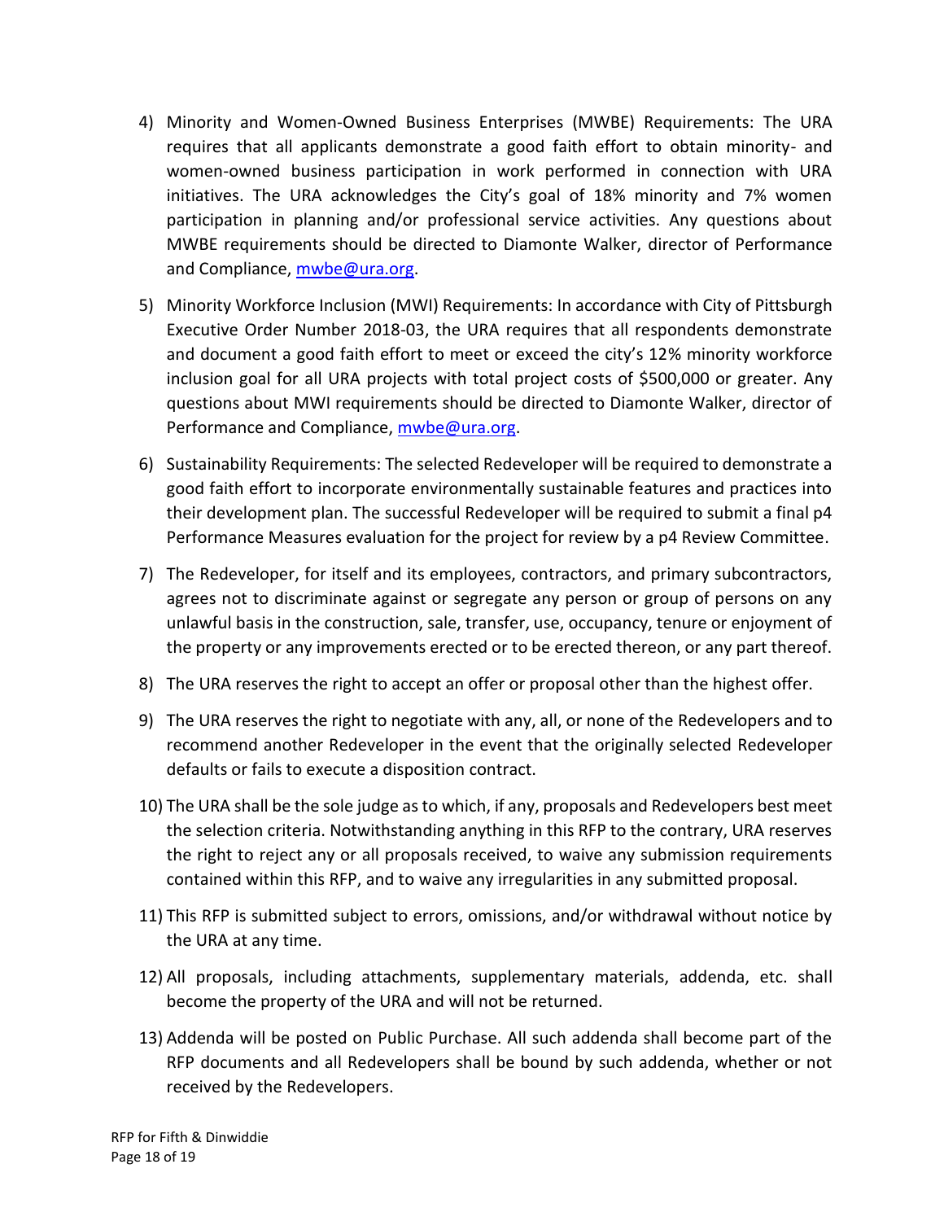4) Minority and Women-Owned Business Enterprises (MWBE) Requirements: The URA requires that all applicants demonstrate a good faith effort to obtain minority- and women-owned business participation in work performed in connection with URA initiatives. The URA acknowledges the City's goal of 18% minority and 7% women participation in planning and/or professional service activities. Any questions about MWBE requirements should be directed to Diamonte Walker, director of Performance and Compliance, mwbe@ura.org.

5) Minority Workforce Inclusion (MWI) Requirements: In accordance with City of Pittsburgh Executive Order Number 2018-03, the URA requires that all respondents demonstrate and document a good faith effort to meet or exceed the city's 12% minority workforce inclusion goal for all URA projects with total project costs of $500,000 or greater. Any questions about MWI requirements should be directed to Diamonte Walker, director of Performance and Compliance, mwbe@ura.org.

6) Sustainability Requirements: The selected Redeveloper will be required to demonstrate a good faith effort to incorporate environmentally sustainable features and practices into their development plan. The successful Redeveloper will be required to submit a final p4 Performance Measures evaluation for the project for review by a p4 Review Committee.

7) The Redeveloper, for itself and its employees, contractors, and primary subcontractors, agrees not to discriminate against or segregate any person or group of persons on any unlawful basis in the construction, sale, transfer, use, occupancy, tenure or enjoyment of the property or any improvements erected or to be erected thereon, or any part thereof.

8) The URA reserves the right to accept an offer or proposal other than the highest offer.

9) The URA reserves the right to negotiate with any, all, or none of the Redevelopers and to recommend another Redeveloper in the event that the originally selected Redeveloper defaults or fails to execute a disposition contract.

10) The URA shall be the sole judge as to which, if any, proposals and Redevelopers best meet the selection criteria. Notwithstanding anything in this RFP to the contrary, URA reserves the right to reject any or all proposals received, to waive any submission requirements contained within this RFP, and to waive any irregularities in any submitted proposal.

11) This RFP is submitted subject to errors, omissions, and/or withdrawal without notice by the URA at any time.

12) All proposals, including attachments, supplementary materials, addenda, etc. shall become the property of the URA and will not be returned.

13) Addenda will be posted on Public Purchase. All such addenda shall become part of the RFP documents and all Redevelopers shall be bound by such addenda, whether or not received by the Redevelopers.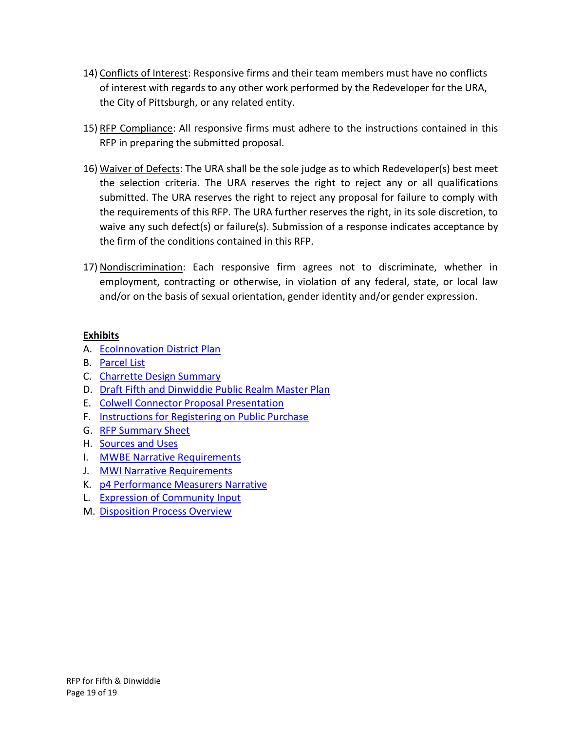14) Conflicts of Interest: Responsive firms and their team members must have no conflicts of interest with regards to any other work performed by the Redeveloper for the URA, the City of Pittsburgh, or any related entity.

15) RFP Compliance: All responsive firms must adhere to the instructions contained in this RFP in preparing the submitted proposal.

16) Waiver of Defects: The URA shall be the sole judge as to which Redeveloper(s) best meet the selection criteria. The URA reserves the right to reject any or all qualifications submitted. The URA reserves the right to reject any proposal for failure to comply with the requirements of this RFP. The URA further reserves the right, in its sole discretion, to waive any such defect(s) or failure(s). Submission of a response indicates acceptance by the firm of the conditions contained in this RFP.

17) Nondiscrimination: Each responsive firm agrees not to discriminate, whether in employment, contracting or otherwise, in violation of any federal, state, or local law and/or on the basis of sexual orientation, gender identity and/or gender expression.

**Exhibits**

A. EcoInnovation District Plan
B. Parcel List
C. Charrette Design Summary
D. Draft Fifth and Dinwiddie Public Realm Master Plan
E. Colwell Connector Proposal Presentation
F. Instructions for Registering on Public Purchase
G. RFP Summary Sheet
H. Sources and Uses
I. MWBE Narrative Requirements
J. MWI Narrative Requirements
K. p4 Performance Measurers Narrative
L. Expression of Community Input
M. Disposition Process Overview